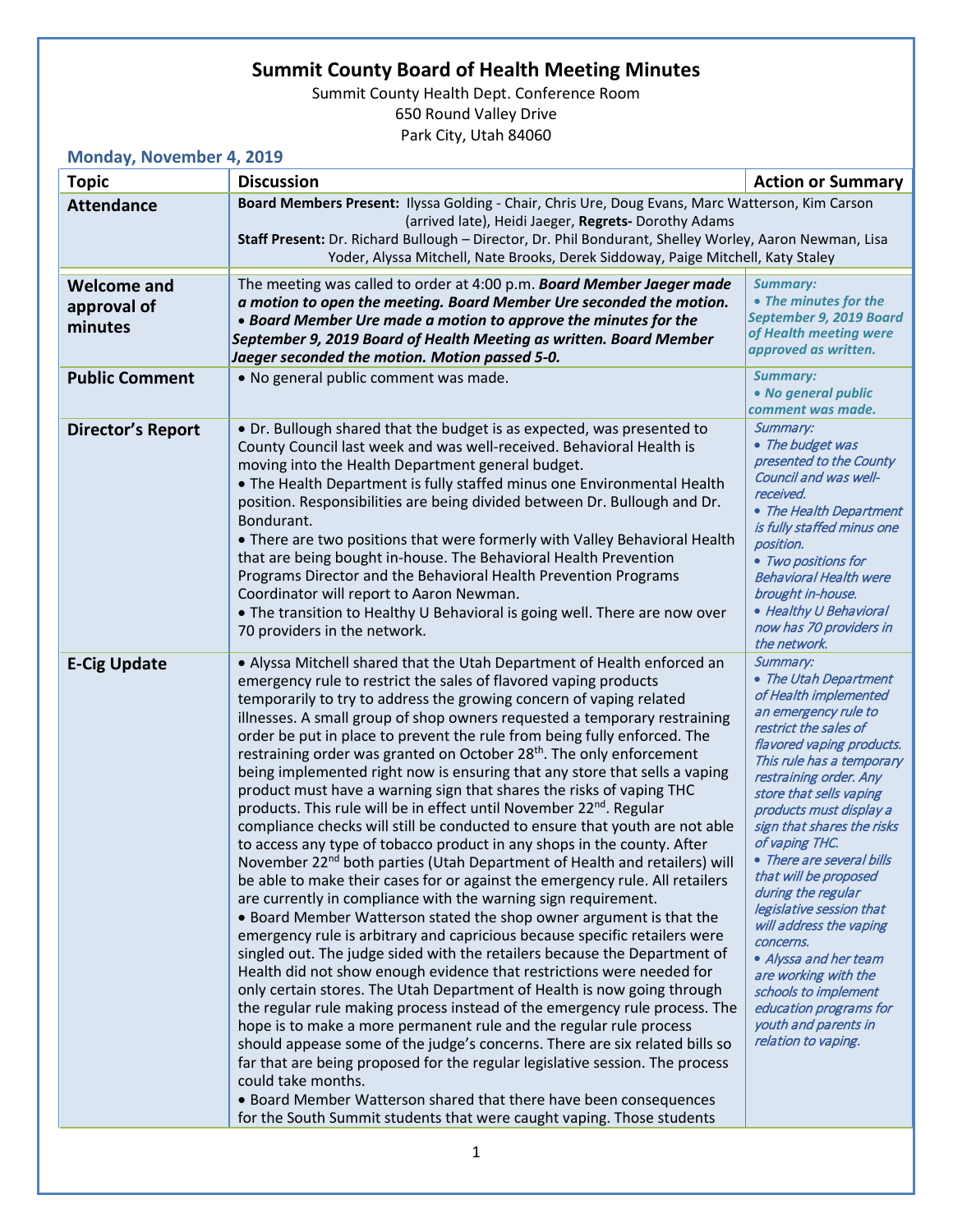# Summit County Board of Health Meeting Minutes

Summit County Health Dept. Conference Room
650 Round Valley Drive
Park City, Utah 84060

## Monday, November 4, 2019

| Topic | Discussion | Action or Summary |
|---|---|---|
| **Attendance** | **Board Members Present:** Ilyssa Golding - Chair, Chris Ure, Doug Evans, Marc Watterson, Kim Carson (arrived late), Heidi Jaeger, **Regrets-** Dorothy Adams<br>**Staff Present:** Dr. Richard Bullough – Director, Dr. Phil Bondurant, Shelley Worley, Aaron Newman, Lisa Yoder, Alyssa Mitchell, Nate Brooks, Derek Siddoway, Paige Mitchell, Katy Staley | |
| **Welcome and approval of minutes** | The meeting was called to order at 4:00 p.m. ***Board Member Jaeger made a motion to open the meeting. Board Member Ure seconded the motion.***<br>• ***Board Member Ure made a motion to approve the minutes for the September 9, 2019 Board of Health Meeting as written. Board Member Jaeger seconded the motion. Motion passed 5-0.*** | ***Summary:***<br>• ***The minutes for the September 9, 2019 Board of Health meeting were approved as written.*** |
| **Public Comment** | • No general public comment was made. | ***Summary:***<br>• ***No general public comment was made.*** |
| **Director's Report** | • Dr. Bullough shared that the budget is as expected, was presented to County Council last week and was well-received. Behavioral Health is moving into the Health Department general budget.<br>• The Health Department is fully staffed minus one Environmental Health position. Responsibilities are being divided between Dr. Bullough and Dr. Bondurant.<br>• There are two positions that were formerly with Valley Behavioral Health that are being bought in-house. The Behavioral Health Prevention Programs Director and the Behavioral Health Prevention Programs Coordinator will report to Aaron Newman.<br>• The transition to Healthy U Behavioral is going well. There are now over 70 providers in the network. | *Summary:*<br>• *The budget was presented to the County Council and was well-received.*<br>• *The Health Department is fully staffed minus one position.*<br>• *Two positions for Behavioral Health were brought in-house.*<br>• *Healthy U Behavioral now has 70 providers in the network.* |
| **E-Cig Update** | • Alyssa Mitchell shared that the Utah Department of Health enforced an emergency rule to restrict the sales of flavored vaping products temporarily to try to address the growing concern of vaping related illnesses. A small group of shop owners requested a temporary restraining order be put in place to prevent the rule from being fully enforced. The restraining order was granted on October 28th. The only enforcement being implemented right now is ensuring that any store that sells a vaping product must have a warning sign that shares the risks of vaping THC products. This rule will be in effect until November 22nd. Regular compliance checks will still be conducted to ensure that youth are not able to access any type of tobacco product in any shops in the county. After November 22nd both parties (Utah Department of Health and retailers) will be able to make their cases for or against the emergency rule. All retailers are currently in compliance with the warning sign requirement.<br>• Board Member Watterson stated the shop owner argument is that the emergency rule is arbitrary and capricious because specific retailers were singled out. The judge sided with the retailers because the Department of Health did not show enough evidence that restrictions were needed for only certain stores. The Utah Department of Health is now going through the regular rule making process instead of the emergency rule process. The hope is to make a more permanent rule and the regular rule process should appease some of the judge's concerns. There are six related bills so far that are being proposed for the regular legislative session. The process could take months.<br>• Board Member Watterson shared that there have been consequences for the South Summit students that were caught vaping. Those students | *Summary:*<br>• *The Utah Department of Health implemented an emergency rule to restrict the sales of flavored vaping products. This rule has a temporary restraining order. Any store that sells vaping products must display a sign that shares the risks of vaping THC.*<br>• *There are several bills that will be proposed during the regular legislative session that will address the vaping concerns.*<br>• *Alyssa and her team are working with the schools to implement education programs for youth and parents in relation to vaping.* |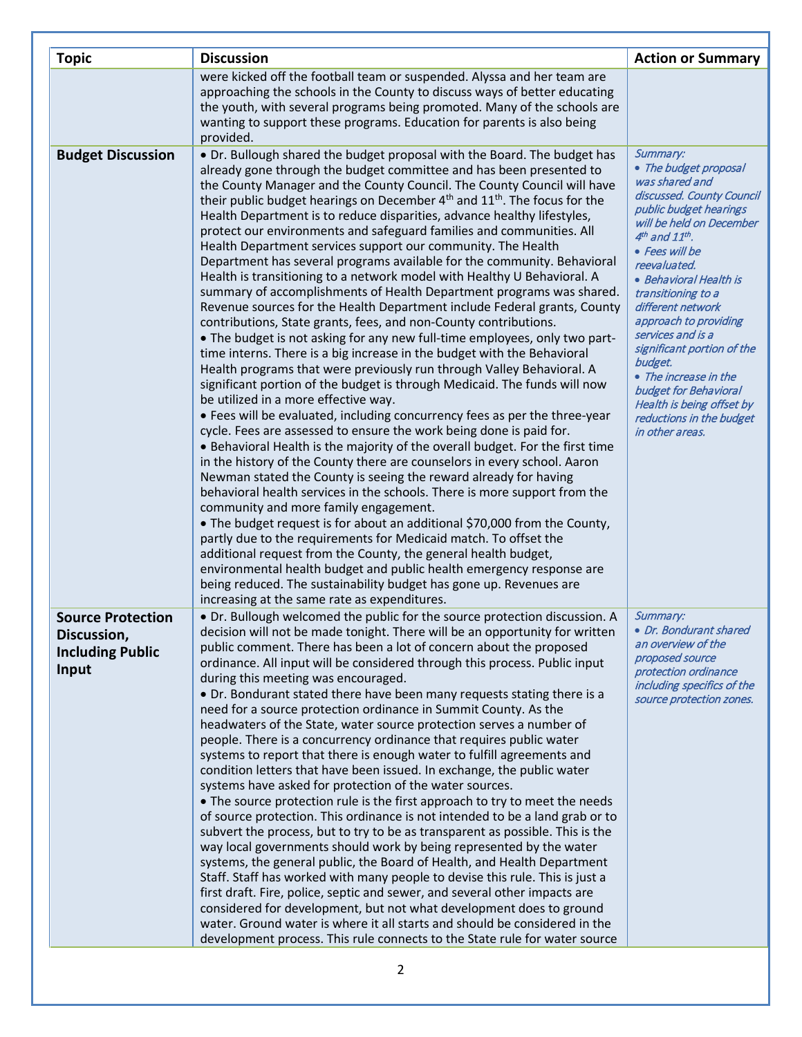| Topic | Discussion | Action or Summary |
|---|---|---|
| | were kicked off the football team or suspended. Alyssa and her team are approaching the schools in the County to discuss ways of better educating the youth, with several programs being promoted. Many of the schools are wanting to support these programs. Education for parents is also being provided. | |
| **Budget Discussion** | • Dr. Bullough shared the budget proposal with the Board. The budget has already gone through the budget committee and has been presented to the County Manager and the County Council. The County Council will have their public budget hearings on December 4th and 11th. The focus for the Health Department is to reduce disparities, advance healthy lifestyles, protect our environments and safeguard families and communities. All Health Department services support our community. The Health Department has several programs available for the community. Behavioral Health is transitioning to a network model with Healthy U Behavioral. A summary of accomplishments of Health Department programs was shared. Revenue sources for the Health Department include Federal grants, County contributions, State grants, fees, and non-County contributions.<br>• The budget is not asking for any new full-time employees, only two part-time interns. There is a big increase in the budget with the Behavioral Health programs that were previously run through Valley Behavioral. A significant portion of the budget is through Medicaid. The funds will now be utilized in a more effective way.<br>• Fees will be evaluated, including concurrency fees as per the three-year cycle. Fees are assessed to ensure the work being done is paid for.<br>• Behavioral Health is the majority of the overall budget. For the first time in the history of the County there are counselors in every school. Aaron Newman stated the County is seeing the reward already for having behavioral health services in the schools. There is more support from the community and more family engagement.<br>• The budget request is for about an additional $70,000 from the County, partly due to the requirements for Medicaid match. To offset the additional request from the County, the general health budget, environmental health budget and public health emergency response are being reduced. The sustainability budget has gone up. Revenues are increasing at the same rate as expenditures. | *Summary:*<br>*• The budget proposal was shared and discussed. County Council public budget hearings will be held on December 4th and 11th.*<br>*• Fees will be reevaluated.*<br>*• Behavioral Health is transitioning to a different network approach to providing services and is a significant portion of the budget.*<br>*• The increase in the budget for Behavioral Health is being offset by reductions in the budget in other areas.* |
| **Source Protection Discussion, Including Public Input** | • Dr. Bullough welcomed the public for the source protection discussion. A decision will not be made tonight. There will be an opportunity for written public comment. There has been a lot of concern about the proposed ordinance. All input will be considered through this process. Public input during this meeting was encouraged.<br>• Dr. Bondurant stated there have been many requests stating there is a need for a source protection ordinance in Summit County. As the headwaters of the State, water source protection serves a number of people. There is a concurrency ordinance that requires public water systems to report that there is enough water to fulfill agreements and condition letters that have been issued. In exchange, the public water systems have asked for protection of the water sources.<br>• The source protection rule is the first approach to try to meet the needs of source protection. This ordinance is not intended to be a land grab or to subvert the process, but to try to be as transparent as possible. This is the way local governments should work by being represented by the water systems, the general public, the Board of Health, and Health Department Staff. Staff has worked with many people to devise this rule. This is just a first draft. Fire, police, septic and sewer, and several other impacts are considered for development, but not what development does to ground water. Ground water is where it all starts and should be considered in the development process. This rule connects to the State rule for water source | *Summary:*<br>*• Dr. Bondurant shared an overview of the proposed source protection ordinance including specifics of the source protection zones.* |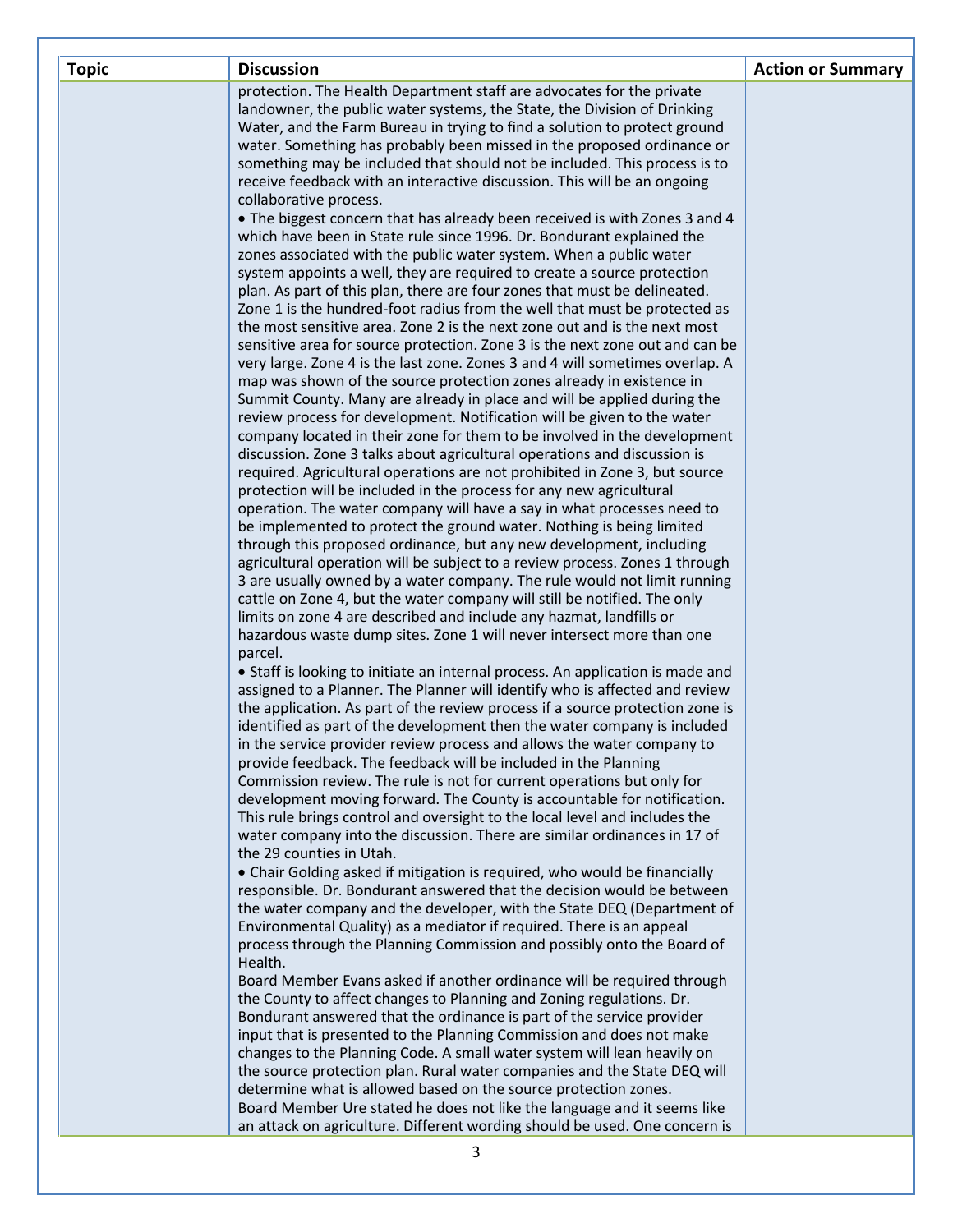| Topic | Discussion | Action or Summary |
|---|---|---|
| | protection. The Health Department staff are advocates for the private landowner, the public water systems, the State, the Division of Drinking Water, and the Farm Bureau in trying to find a solution to protect ground water. Something has probably been missed in the proposed ordinance or something may be included that should not be included. This process is to receive feedback with an interactive discussion. This will be an ongoing collaborative process.<br>• The biggest concern that has already been received is with Zones 3 and 4 which have been in State rule since 1996. Dr. Bondurant explained the zones associated with the public water system. When a public water system appoints a well, they are required to create a source protection plan. As part of this plan, there are four zones that must be delineated. Zone 1 is the hundred-foot radius from the well that must be protected as the most sensitive area. Zone 2 is the next zone out and is the next most sensitive area for source protection. Zone 3 is the next zone out and can be very large. Zone 4 is the last zone. Zones 3 and 4 will sometimes overlap. A map was shown of the source protection zones already in existence in Summit County. Many are already in place and will be applied during the review process for development. Notification will be given to the water company located in their zone for them to be involved in the development discussion. Zone 3 talks about agricultural operations and discussion is required. Agricultural operations are not prohibited in Zone 3, but source protection will be included in the process for any new agricultural operation. The water company will have a say in what processes need to be implemented to protect the ground water. Nothing is being limited through this proposed ordinance, but any new development, including agricultural operation will be subject to a review process. Zones 1 through 3 are usually owned by a water company. The rule would not limit running cattle on Zone 4, but the water company will still be notified. The only limits on zone 4 are described and include any hazmat, landfills or hazardous waste dump sites. Zone 1 will never intersect more than one parcel.<br>• Staff is looking to initiate an internal process. An application is made and assigned to a Planner. The Planner will identify who is affected and review the application. As part of the review process if a source protection zone is identified as part of the development then the water company is included in the service provider review process and allows the water company to provide feedback. The feedback will be included in the Planning Commission review. The rule is not for current operations but only for development moving forward. The County is accountable for notification. This rule brings control and oversight to the local level and includes the water company into the discussion. There are similar ordinances in 17 of the 29 counties in Utah.<br>• Chair Golding asked if mitigation is required, who would be financially responsible. Dr. Bondurant answered that the decision would be between the water company and the developer, with the State DEQ (Department of Environmental Quality) as a mediator if required. There is an appeal process through the Planning Commission and possibly onto the Board of Health.<br>Board Member Evans asked if another ordinance will be required through the County to affect changes to Planning and Zoning regulations. Dr. Bondurant answered that the ordinance is part of the service provider input that is presented to the Planning Commission and does not make changes to the Planning Code. A small water system will lean heavily on the source protection plan. Rural water companies and the State DEQ will determine what is allowed based on the source protection zones.<br>Board Member Ure stated he does not like the language and it seems like an attack on agriculture. Different wording should be used. One concern is | |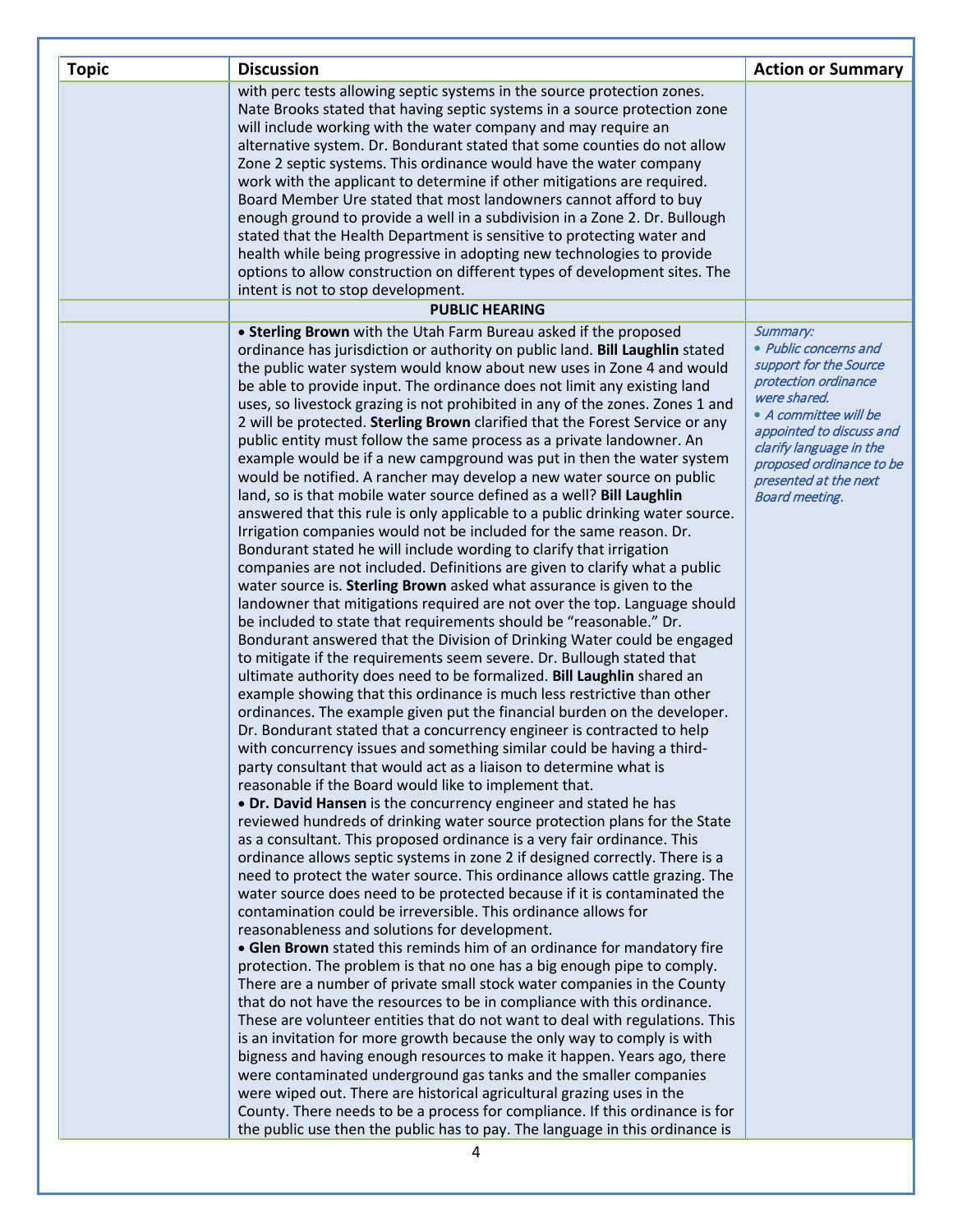| Topic | Discussion | Action or Summary |
|---|---|---|
| | with perc tests allowing septic systems in the source protection zones. Nate Brooks stated that having septic systems in a source protection zone will include working with the water company and may require an alternative system. Dr. Bondurant stated that some counties do not allow Zone 2 septic systems. This ordinance would have the water company work with the applicant to determine if other mitigations are required. Board Member Ure stated that most landowners cannot afford to buy enough ground to provide a well in a subdivision in a Zone 2. Dr. Bullough stated that the Health Department is sensitive to protecting water and health while being progressive in adopting new technologies to provide options to allow construction on different types of development sites. The intent is not to stop development. | |
| | **PUBLIC HEARING** | |
| | • **Sterling Brown** with the Utah Farm Bureau asked if the proposed ordinance has jurisdiction or authority on public land. **Bill Laughlin** stated the public water system would know about new uses in Zone 4 and would be able to provide input. The ordinance does not limit any existing land uses, so livestock grazing is not prohibited in any of the zones. Zones 1 and 2 will be protected. **Sterling Brown** clarified that the Forest Service or any public entity must follow the same process as a private landowner. An example would be if a new campground was put in then the water system would be notified. A rancher may develop a new water source on public land, so is that mobile water source defined as a well? **Bill Laughlin** answered that this rule is only applicable to a public drinking water source. Irrigation companies would not be included for the same reason. Dr. Bondurant stated he will include wording to clarify that irrigation companies are not included. Definitions are given to clarify what a public water source is. **Sterling Brown** asked what assurance is given to the landowner that mitigations required are not over the top. Language should be included to state that requirements should be "reasonable." Dr. Bondurant answered that the Division of Drinking Water could be engaged to mitigate if the requirements seem severe. Dr. Bullough stated that ultimate authority does need to be formalized. **Bill Laughlin** shared an example showing that this ordinance is much less restrictive than other ordinances. The example given put the financial burden on the developer. Dr. Bondurant stated that a concurrency engineer is contracted to help with concurrency issues and something similar could be having a third-party consultant that would act as a liaison to determine what is reasonable if the Board would like to implement that.<br>• **Dr. David Hansen** is the concurrency engineer and stated he has reviewed hundreds of drinking water source protection plans for the State as a consultant. This proposed ordinance is a very fair ordinance. This ordinance allows septic systems in zone 2 if designed correctly. There is a need to protect the water source. This ordinance allows cattle grazing. The water source does need to be protected because if it is contaminated the contamination could be irreversible. This ordinance allows for reasonableness and solutions for development.<br>• **Glen Brown** stated this reminds him of an ordinance for mandatory fire protection. The problem is that no one has a big enough pipe to comply. There are a number of private small stock water companies in the County that do not have the resources to be in compliance with this ordinance. These are volunteer entities that do not want to deal with regulations. This is an invitation for more growth because the only way to comply is with bigness and having enough resources to make it happen. Years ago, there were contaminated underground gas tanks and the smaller companies were wiped out. There are historical agricultural grazing uses in the County. There needs to be a process for compliance. If this ordinance is for the public use then the public has to pay. The language in this ordinance is | *Summary:*<br>*• Public concerns and support for the Source protection ordinance were shared.*<br>*• A committee will be appointed to discuss and clarify language in the proposed ordinance to be presented at the next Board meeting.* |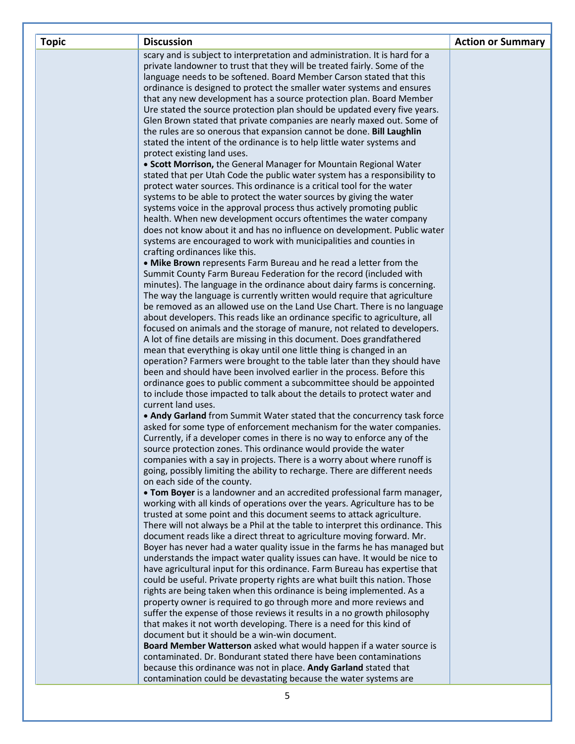| Topic | Discussion | Action or Summary |
|---|---|---|
| | scary and is subject to interpretation and administration. It is hard for a private landowner to trust that they will be treated fairly. Some of the language needs to be softened. Board Member Carson stated that this ordinance is designed to protect the smaller water systems and ensures that any new development has a source protection plan. Board Member Ure stated the source protection plan should be updated every five years. Glen Brown stated that private companies are nearly maxed out. Some of the rules are so onerous that expansion cannot be done. **Bill Laughlin** stated the intent of the ordinance is to help little water systems and protect existing land uses.<br>• **Scott Morrison,** the General Manager for Mountain Regional Water stated that per Utah Code the public water system has a responsibility to protect water sources. This ordinance is a critical tool for the water systems to be able to protect the water sources by giving the water systems voice in the approval process thus actively promoting public health. When new development occurs oftentimes the water company does not know about it and has no influence on development. Public water systems are encouraged to work with municipalities and counties in crafting ordinances like this.<br>• **Mike Brown** represents Farm Bureau and he read a letter from the Summit County Farm Bureau Federation for the record (included with minutes). The language in the ordinance about dairy farms is concerning. The way the language is currently written would require that agriculture be removed as an allowed use on the Land Use Chart. There is no language about developers. This reads like an ordinance specific to agriculture, all focused on animals and the storage of manure, not related to developers. A lot of fine details are missing in this document. Does grandfathered mean that everything is okay until one little thing is changed in an operation? Farmers were brought to the table later than they should have been and should have been involved earlier in the process. Before this ordinance goes to public comment a subcommittee should be appointed to include those impacted to talk about the details to protect water and current land uses.<br>• **Andy Garland** from Summit Water stated that the concurrency task force asked for some type of enforcement mechanism for the water companies. Currently, if a developer comes in there is no way to enforce any of the source protection zones. This ordinance would provide the water companies with a say in projects. There is a worry about where runoff is going, possibly limiting the ability to recharge. There are different needs on each side of the county.<br>• **Tom Boyer** is a landowner and an accredited professional farm manager, working with all kinds of operations over the years. Agriculture has to be trusted at some point and this document seems to attack agriculture. There will not always be a Phil at the table to interpret this ordinance. This document reads like a direct threat to agriculture moving forward. Mr. Boyer has never had a water quality issue in the farms he has managed but understands the impact water quality issues can have. It would be nice to have agricultural input for this ordinance. Farm Bureau has expertise that could be useful. Private property rights are what built this nation. Those rights are being taken when this ordinance is being implemented. As a property owner is required to go through more and more reviews and suffer the expense of those reviews it results in a no growth philosophy that makes it not worth developing. There is a need for this kind of document but it should be a win-win document.<br>**Board Member Watterson** asked what would happen if a water source is contaminated. Dr. Bondurant stated there have been contaminations because this ordinance was not in place. **Andy Garland** stated that contamination could be devastating because the water systems are | |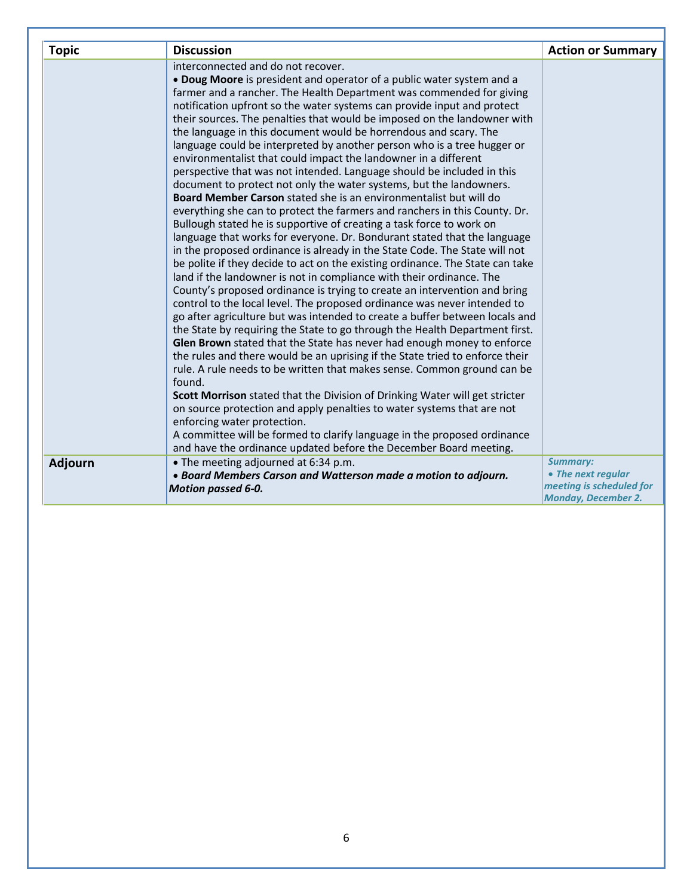| Topic | Discussion | Action or Summary |
| --- | --- | --- |
| | interconnected and do not recover.<br>• **Doug Moore** is president and operator of a public water system and a farmer and a rancher. The Health Department was commended for giving notification upfront so the water systems can provide input and protect their sources. The penalties that would be imposed on the landowner with the language in this document would be horrendous and scary. The language could be interpreted by another person who is a tree hugger or environmentalist that could impact the landowner in a different perspective that was not intended. Language should be included in this document to protect not only the water systems, but the landowners.<br>**Board Member Carson** stated she is an environmentalist but will do everything she can to protect the farmers and ranchers in this County. Dr. Bullough stated he is supportive of creating a task force to work on language that works for everyone. Dr. Bondurant stated that the language in the proposed ordinance is already in the State Code. The State will not be polite if they decide to act on the existing ordinance. The State can take land if the landowner is not in compliance with their ordinance. The County's proposed ordinance is trying to create an intervention and bring control to the local level. The proposed ordinance was never intended to go after agriculture but was intended to create a buffer between locals and the State by requiring the State to go through the Health Department first.<br>**Glen Brown** stated that the State has never had enough money to enforce the rules and there would be an uprising if the State tried to enforce their rule. A rule needs to be written that makes sense. Common ground can be found.<br>**Scott Morrison** stated that the Division of Drinking Water will get stricter on source protection and apply penalties to water systems that are not enforcing water protection.<br>A committee will be formed to clarify language in the proposed ordinance and have the ordinance updated before the December Board meeting. | |
| **Adjourn** | • The meeting adjourned at 6:34 p.m.<br>• ***Board Members Carson and Watterson made a motion to adjourn. Motion passed 6-0.*** | ***Summary:***<br>***• The next regular meeting is scheduled for Monday, December 2.*** |